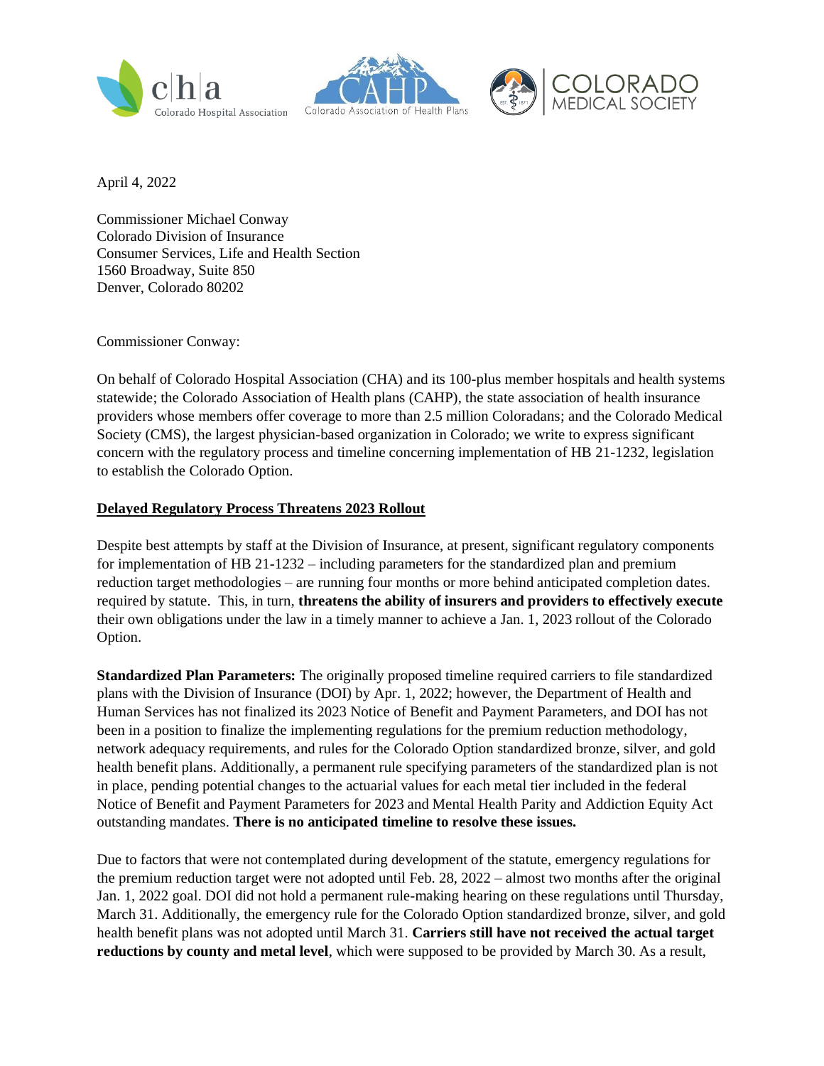April 4, 2022

Commissioner Michael Conway
Colorado Division of Insurance
Consumer Services, Life and Health Section
1560 Broadway, Suite 850
Denver, Colorado 80202

Commissioner Conway:

On behalf of Colorado Hospital Association (CHA) and its 100-plus member hospitals and health systems statewide; the Colorado Association of Health plans (CAHP), the state association of health insurance providers whose members offer coverage to more than 2.5 million Coloradans; and the Colorado Medical Society (CMS), the largest physician-based organization in Colorado; we write to express significant concern with the regulatory process and timeline concerning implementation of HB 21-1232, legislation to establish the Colorado Option.

**Delayed Regulatory Process Threatens 2023 Rollout**

Despite best attempts by staff at the Division of Insurance, at present, significant regulatory components for implementation of HB 21-1232 – including parameters for the standardized plan and premium reduction target methodologies – are running four months or more behind anticipated completion dates. required by statute. This, in turn, **threatens the ability of insurers and providers to effectively execute** their own obligations under the law in a timely manner to achieve a Jan. 1, 2023 rollout of the Colorado Option.

**Standardized Plan Parameters:** The originally proposed timeline required carriers to file standardized plans with the Division of Insurance (DOI) by Apr. 1, 2022; however, the Department of Health and Human Services has not finalized its 2023 Notice of Benefit and Payment Parameters, and DOI has not been in a position to finalize the implementing regulations for the premium reduction methodology, network adequacy requirements, and rules for the Colorado Option standardized bronze, silver, and gold health benefit plans. Additionally, a permanent rule specifying parameters of the standardized plan is not in place, pending potential changes to the actuarial values for each metal tier included in the federal Notice of Benefit and Payment Parameters for 2023 and Mental Health Parity and Addiction Equity Act outstanding mandates. **There is no anticipated timeline to resolve these issues.**

Due to factors that were not contemplated during development of the statute, emergency regulations for the premium reduction target were not adopted until Feb. 28, 2022 – almost two months after the original Jan. 1, 2022 goal. DOI did not hold a permanent rule-making hearing on these regulations until Thursday, March 31. Additionally, the emergency rule for the Colorado Option standardized bronze, silver, and gold health benefit plans was not adopted until March 31. **Carriers still have not received the actual target reductions by county and metal level**, which were supposed to be provided by March 30. As a result,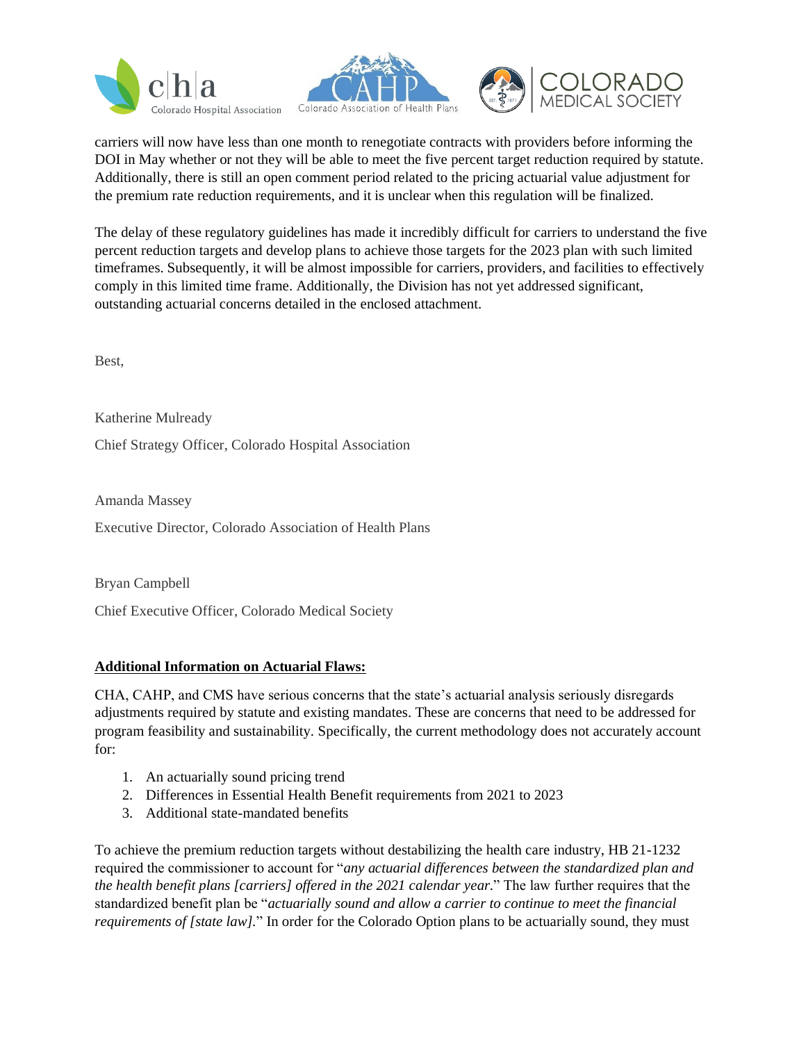carriers will now have less than one month to renegotiate contracts with providers before informing the DOI in May whether or not they will be able to meet the five percent target reduction required by statute. Additionally, there is still an open comment period related to the pricing actuarial value adjustment for the premium rate reduction requirements, and it is unclear when this regulation will be finalized.

The delay of these regulatory guidelines has made it incredibly difficult for carriers to understand the five percent reduction targets and develop plans to achieve those targets for the 2023 plan with such limited timeframes. Subsequently, it will be almost impossible for carriers, providers, and facilities to effectively comply in this limited time frame. Additionally, the Division has not yet addressed significant, outstanding actuarial concerns detailed in the enclosed attachment.

Best,

Katherine Mulready

Chief Strategy Officer, Colorado Hospital Association

Amanda Massey

Executive Director, Colorado Association of Health Plans

Bryan Campbell

Chief Executive Officer, Colorado Medical Society

**Additional Information on Actuarial Flaws:**

CHA, CAHP, and CMS have serious concerns that the state's actuarial analysis seriously disregards adjustments required by statute and existing mandates. These are concerns that need to be addressed for program feasibility and sustainability. Specifically, the current methodology does not accurately account for:

1. An actuarially sound pricing trend
2. Differences in Essential Health Benefit requirements from 2021 to 2023
3. Additional state-mandated benefits

To achieve the premium reduction targets without destabilizing the health care industry, HB 21-1232 required the commissioner to account for "*any actuarial differences between the standardized plan and the health benefit plans [carriers] offered in the 2021 calendar year*." The law further requires that the standardized benefit plan be "*actuarially sound and allow a carrier to continue to meet the financial requirements of [state law]*." In order for the Colorado Option plans to be actuarially sound, they must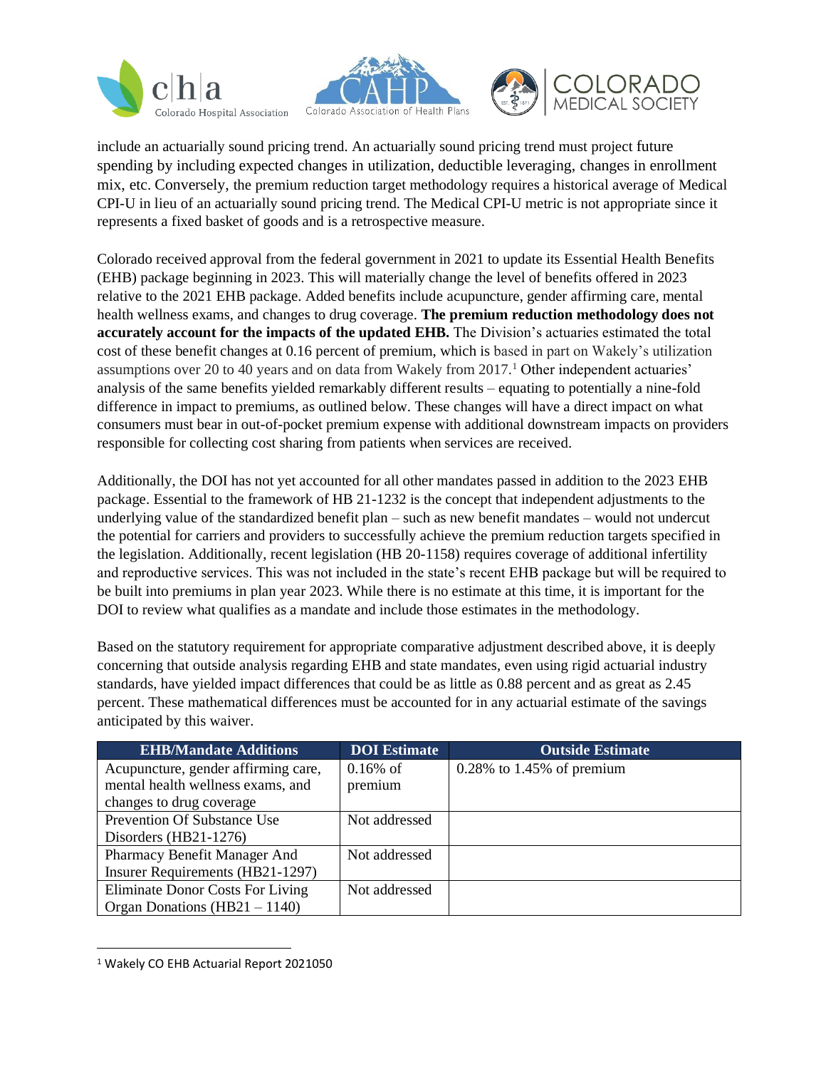include an actuarially sound pricing trend. An actuarially sound pricing trend must project future spending by including expected changes in utilization, deductible leveraging, changes in enrollment mix, etc. Conversely, the premium reduction target methodology requires a historical average of Medical CPI-U in lieu of an actuarially sound pricing trend. The Medical CPI-U metric is not appropriate since it represents a fixed basket of goods and is a retrospective measure.

Colorado received approval from the federal government in 2021 to update its Essential Health Benefits (EHB) package beginning in 2023. This will materially change the level of benefits offered in 2023 relative to the 2021 EHB package. Added benefits include acupuncture, gender affirming care, mental health wellness exams, and changes to drug coverage. **The premium reduction methodology does not accurately account for the impacts of the updated EHB.** The Division's actuaries estimated the total cost of these benefit changes at 0.16 percent of premium, which is based in part on Wakely's utilization assumptions over 20 to 40 years and on data from Wakely from 2017.[1] Other independent actuaries' analysis of the same benefits yielded remarkably different results – equating to potentially a nine-fold difference in impact to premiums, as outlined below. These changes will have a direct impact on what consumers must bear in out-of-pocket premium expense with additional downstream impacts on providers responsible for collecting cost sharing from patients when services are received.

Additionally, the DOI has not yet accounted for all other mandates passed in addition to the 2023 EHB package. Essential to the framework of HB 21-1232 is the concept that independent adjustments to the underlying value of the standardized benefit plan – such as new benefit mandates – would not undercut the potential for carriers and providers to successfully achieve the premium reduction targets specified in the legislation. Additionally, recent legislation (HB 20-1158) requires coverage of additional infertility and reproductive services. This was not included in the state's recent EHB package but will be required to be built into premiums in plan year 2023. While there is no estimate at this time, it is important for the DOI to review what qualifies as a mandate and include those estimates in the methodology.

Based on the statutory requirement for appropriate comparative adjustment described above, it is deeply concerning that outside analysis regarding EHB and state mandates, even using rigid actuarial industry standards, have yielded impact differences that could be as little as 0.88 percent and as great as 2.45 percent. These mathematical differences must be accounted for in any actuarial estimate of the savings anticipated by this waiver.

| EHB/Mandate Additions | DOI Estimate | Outside Estimate |
|---|---|---|
| Acupuncture, gender affirming care, mental health wellness exams, and changes to drug coverage | 0.16% of premium | 0.28% to 1.45% of premium |
| Prevention Of Substance Use Disorders (HB21-1276) | Not addressed | |
| Pharmacy Benefit Manager And Insurer Requirements (HB21-1297) | Not addressed | |
| Eliminate Donor Costs For Living Organ Donations (HB21 – 1140) | Not addressed | |

[1] Wakely CO EHB Actuarial Report 2021050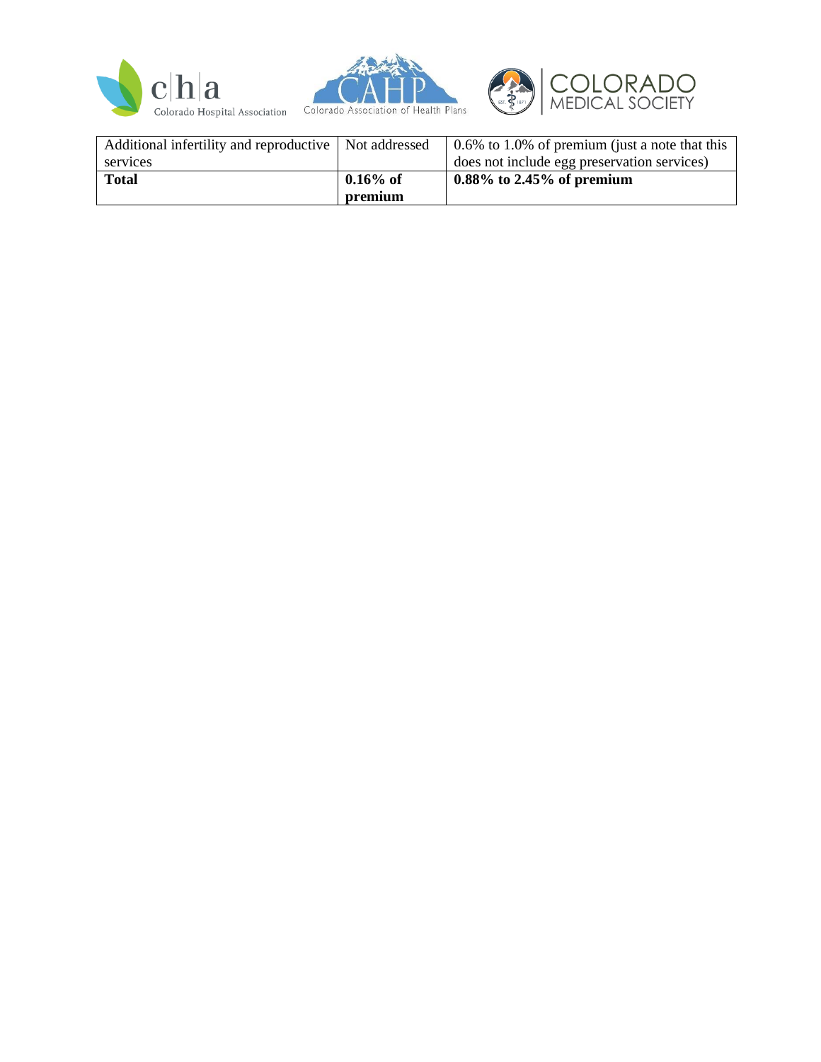| | | |
|---|---|---|
| Additional infertility and reproductive services | Not addressed | 0.6% to 1.0% of premium (just a note that this does not include egg preservation services) |
| **Total** | **0.16% of premium** | **0.88% to 2.45% of premium** |